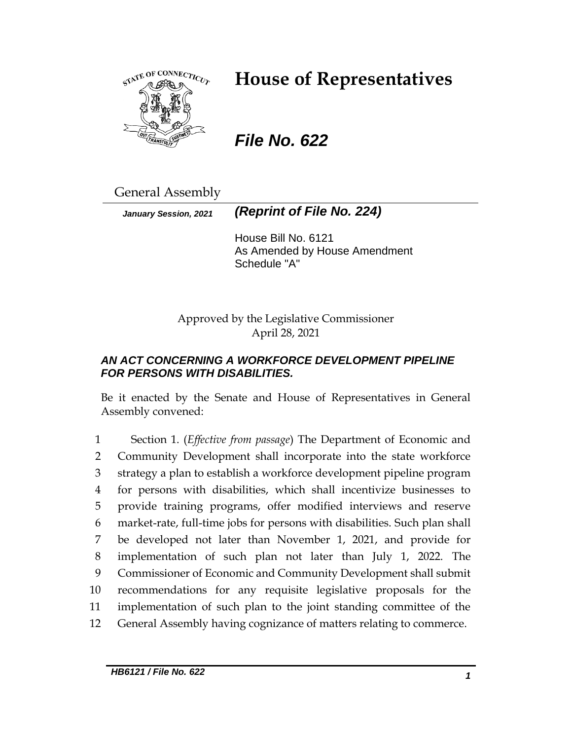# House of Representatives

## *File No. 622*

General Assembly

***January Session, 2021*** ***(Reprint of File No. 224)***

House Bill No. 6121
As Amended by House Amendment Schedule "A"

Approved by the Legislative Commissioner
April 28, 2021

***AN ACT CONCERNING A WORKFORCE DEVELOPMENT PIPELINE FOR PERSONS WITH DISABILITIES.***

Be it enacted by the Senate and House of Representatives in General Assembly convened:

1 Section 1. (*Effective from passage*) The Department of Economic and
2 Community Development shall incorporate into the state workforce
3 strategy a plan to establish a workforce development pipeline program
4 for persons with disabilities, which shall incentivize businesses to
5 provide training programs, offer modified interviews and reserve
6 market-rate, full-time jobs for persons with disabilities. Such plan shall
7 be developed not later than November 1, 2021, and provide for
8 implementation of such plan not later than July 1, 2022. The
9 Commissioner of Economic and Community Development shall submit
10 recommendations for any requisite legislative proposals for the
11 implementation of such plan to the joint standing committee of the
12 General Assembly having cognizance of matters relating to commerce.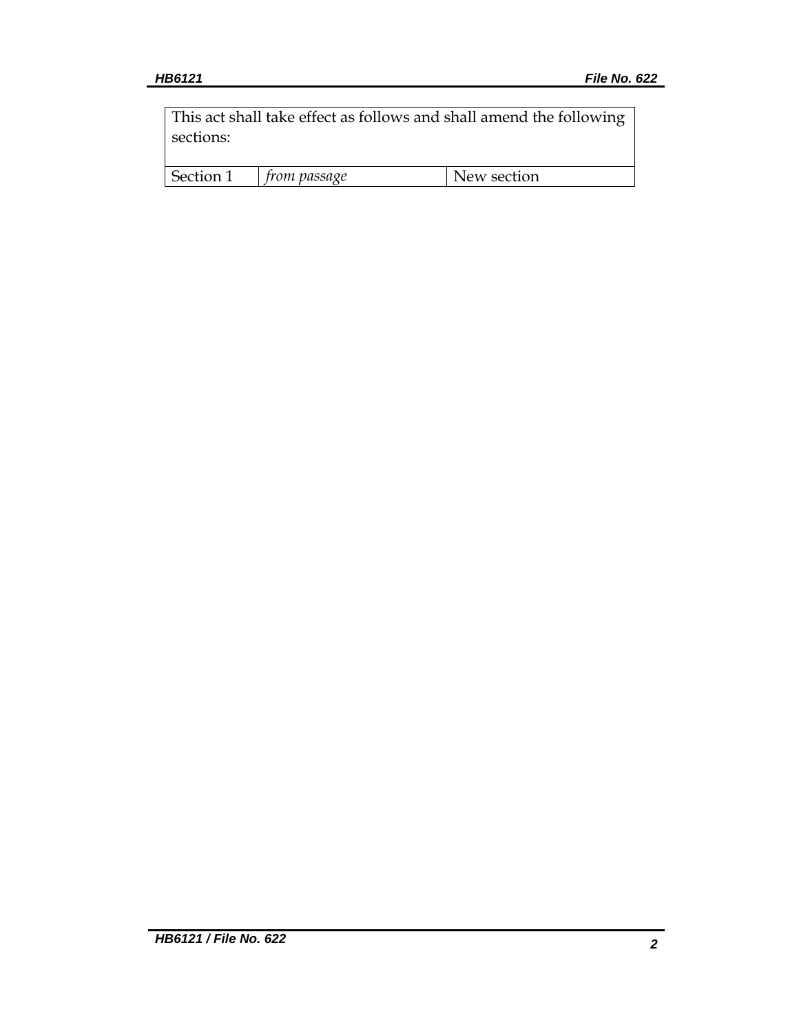| This act shall take effect as follows and shall amend the following sections: | | |
|---|---|---|
| Section 1 | *from passage* | New section |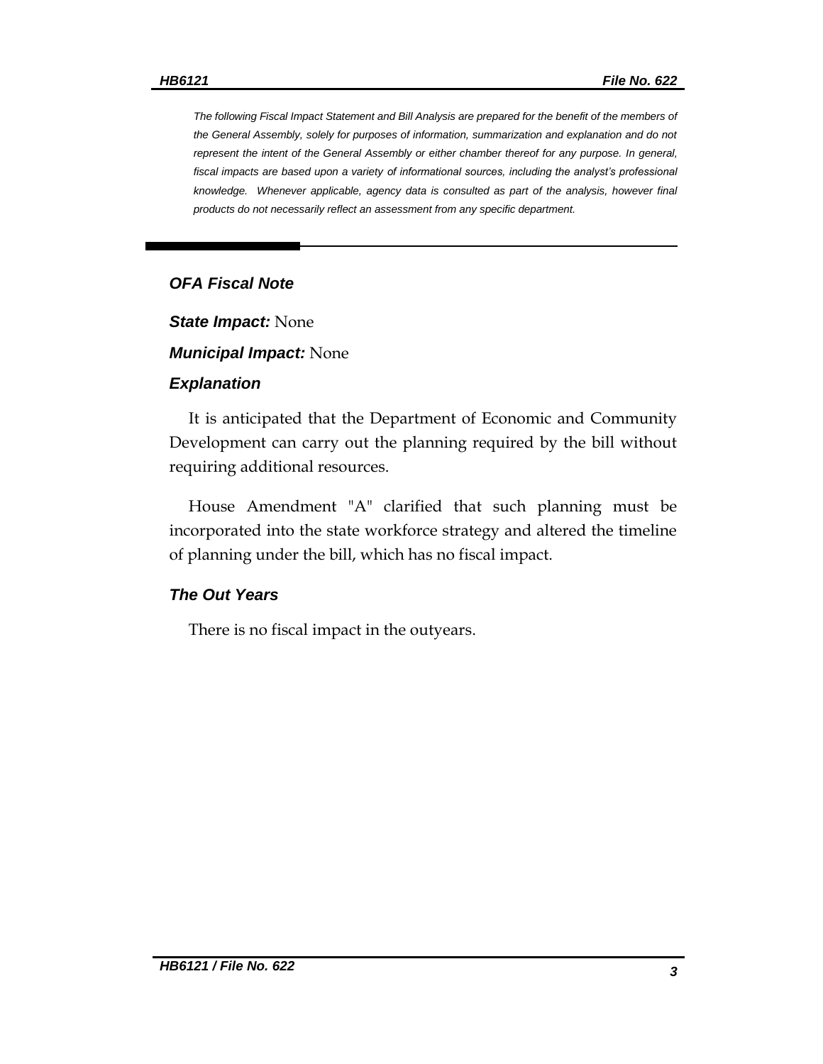*The following Fiscal Impact Statement and Bill Analysis are prepared for the benefit of the members of the General Assembly, solely for purposes of information, summarization and explanation and do not represent the intent of the General Assembly or either chamber thereof for any purpose. In general, fiscal impacts are based upon a variety of informational sources, including the analyst's professional knowledge. Whenever applicable, agency data is consulted as part of the analysis, however final products do not necessarily reflect an assessment from any specific department.*

## OFA Fiscal Note

***State Impact:*** None

***Municipal Impact:*** None

### Explanation

It is anticipated that the Department of Economic and Community Development can carry out the planning required by the bill without requiring additional resources.

House Amendment "A" clarified that such planning must be incorporated into the state workforce strategy and altered the timeline of planning under the bill, which has no fiscal impact.

### The Out Years

There is no fiscal impact in the outyears.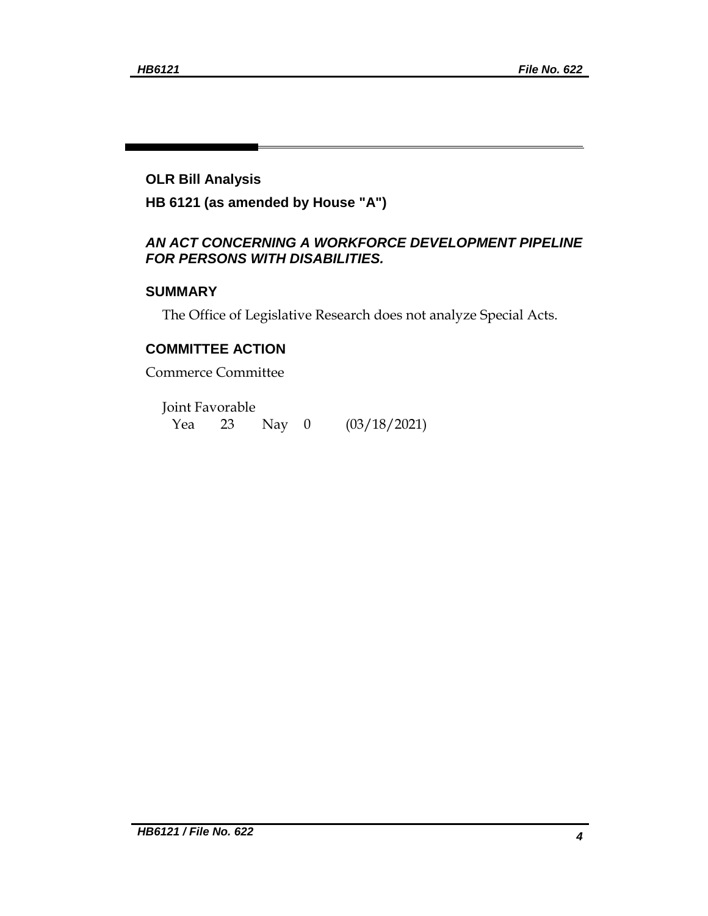## OLR Bill Analysis

**HB 6121 (as amended by House "A")**

***AN ACT CONCERNING A WORKFORCE DEVELOPMENT PIPELINE FOR PERSONS WITH DISABILITIES.***

### SUMMARY

The Office of Legislative Research does not analyze Special Acts.

### COMMITTEE ACTION

Commerce Committee

Joint Favorable

| | | | | |
|---|---|---|---|---|
| Yea | 23 | Nay | 0 | (03/18/2021) |